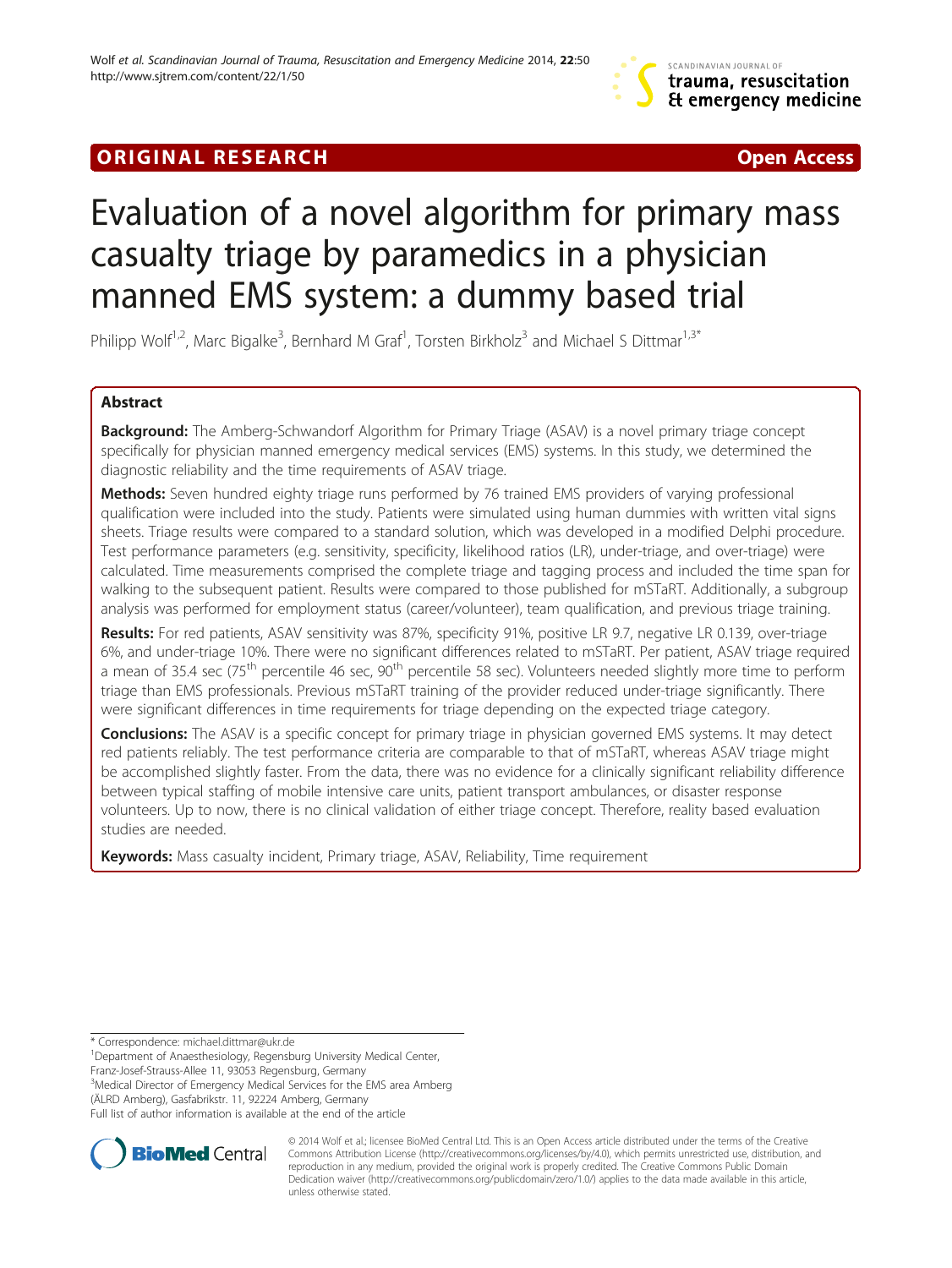ORIGINAL RESEARCH **Open Access**

# Evaluation of a novel algorithm for primary mass casualty triage by paramedics in a physician manned EMS system: a dummy based trial

Philipp Wolf[1,2], Marc Bigalke[3], Bernhard M Graf[1], Torsten Birkholz[3] and Michael S Dittmar[1,3*]

## Abstract

**Background:** The Amberg-Schwandorf Algorithm for Primary Triage (ASAV) is a novel primary triage concept specifically for physician manned emergency medical services (EMS) systems. In this study, we determined the diagnostic reliability and the time requirements of ASAV triage.

**Methods:** Seven hundred eighty triage runs performed by 76 trained EMS providers of varying professional qualification were included into the study. Patients were simulated using human dummies with written vital signs sheets. Triage results were compared to a standard solution, which was developed in a modified Delphi procedure. Test performance parameters (e.g. sensitivity, specificity, likelihood ratios (LR), under-triage, and over-triage) were calculated. Time measurements comprised the complete triage and tagging process and included the time span for walking to the subsequent patient. Results were compared to those published for mSTaRT. Additionally, a subgroup analysis was performed for employment status (career/volunteer), team qualification, and previous triage training.

**Results:** For red patients, ASAV sensitivity was 87%, specificity 91%, positive LR 9.7, negative LR 0.139, over-triage 6%, and under-triage 10%. There were no significant differences related to mSTaRT. Per patient, ASAV triage required a mean of 35.4 sec (75[th] percentile 46 sec, 90[th] percentile 58 sec). Volunteers needed slightly more time to perform triage than EMS professionals. Previous mSTaRT training of the provider reduced under-triage significantly. There were significant differences in time requirements for triage depending on the expected triage category.

**Conclusions:** The ASAV is a specific concept for primary triage in physician governed EMS systems. It may detect red patients reliably. The test performance criteria are comparable to that of mSTaRT, whereas ASAV triage might be accomplished slightly faster. From the data, there was no evidence for a clinically significant reliability difference between typical staffing of mobile intensive care units, patient transport ambulances, or disaster response volunteers. Up to now, there is no clinical validation of either triage concept. Therefore, reality based evaluation studies are needed.

**Keywords:** Mass casualty incident, Primary triage, ASAV, Reliability, Time requirement

\* Correspondence: michael.dittmar@ukr.de
[1]Department of Anaesthesiology, Regensburg University Medical Center, Franz-Josef-Strauss-Allee 11, 93053 Regensburg, Germany
[3]Medical Director of Emergency Medical Services for the EMS area Amberg (ÄLRD Amberg), Gasfabrikstr. 11, 92224 Amberg, Germany
Full list of author information is available at the end of the article

© 2014 Wolf et al.; licensee BioMed Central Ltd. This is an Open Access article distributed under the terms of the Creative Commons Attribution License (http://creativecommons.org/licenses/by/4.0), which permits unrestricted use, distribution, and reproduction in any medium, provided the original work is properly credited. The Creative Commons Public Domain Dedication waiver (http://creativecommons.org/publicdomain/zero/1.0/) applies to the data made available in this article, unless otherwise stated.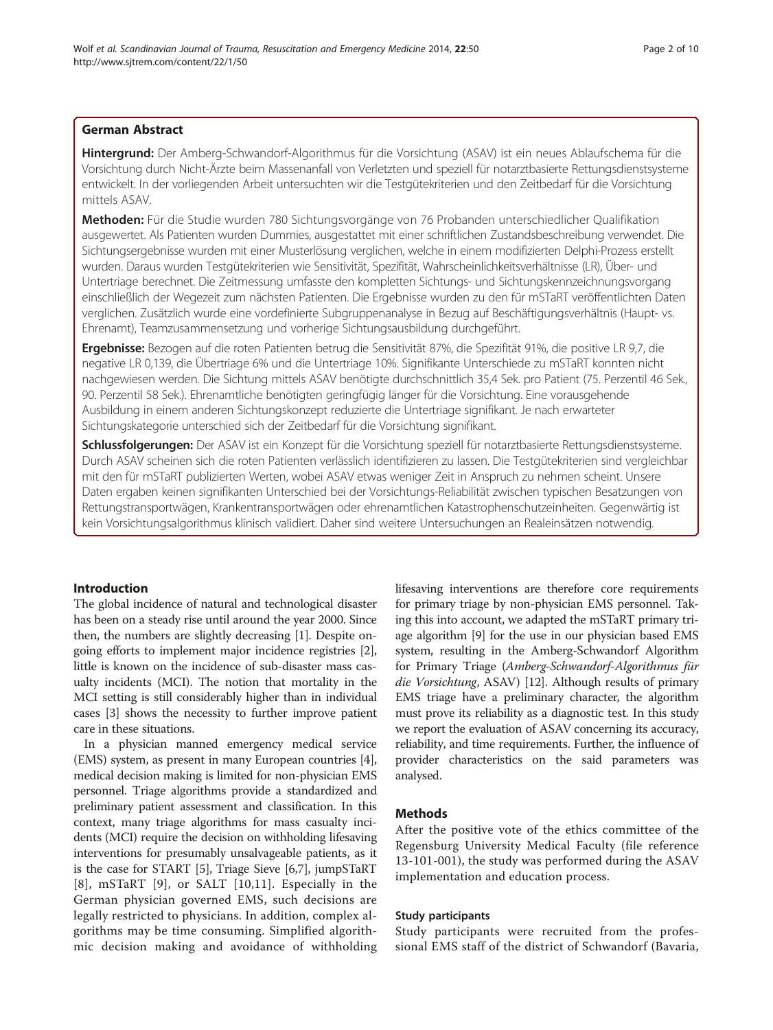## German Abstract

**Hintergrund:** Der Amberg-Schwandorf-Algorithmus für die Vorsichtung (ASAV) ist ein neues Ablaufschema für die Vorsichtung durch Nicht-Ärzte beim Massenanfall von Verletzten und speziell für notarztbasierte Rettungsdienstsysteme entwickelt. In der vorliegenden Arbeit untersuchten wir die Testgütekriterien und den Zeitbedarf für die Vorsichtung mittels ASAV.

**Methoden:** Für die Studie wurden 780 Sichtungsvorgänge von 76 Probanden unterschiedlicher Qualifikation ausgewertet. Als Patienten wurden Dummies, ausgestattet mit einer schriftlichen Zustandsbeschreibung verwendet. Die Sichtungsergebnisse wurden mit einer Musterlösung verglichen, welche in einem modifizierten Delphi-Prozess erstellt wurden. Daraus wurden Testgütekriterien wie Sensitivität, Spezifität, Wahrscheinlichkeitsverhältnisse (LR), Über- und Untertriage berechnet. Die Zeitmessung umfasste den kompletten Sichtungs- und Sichtungskennzeichnungsvorgang einschließlich der Wegezeit zum nächsten Patienten. Die Ergebnisse wurden zu den für mSTaRT veröffentlichten Daten verglichen. Zusätzlich wurde eine vordefinierte Subgruppenanalyse in Bezug auf Beschäftigungsverhältnis (Haupt- vs. Ehrenamt), Teamzusammensetzung und vorherige Sichtungsausbildung durchgeführt.

**Ergebnisse:** Bezogen auf die roten Patienten betrug die Sensitivität 87%, die Spezifität 91%, die positive LR 9,7, die negative LR 0,139, die Übertriage 6% und die Untertriage 10%. Signifikante Unterschiede zu mSTaRT konnten nicht nachgewiesen werden. Die Sichtung mittels ASAV benötigte durchschnittlich 35,4 Sek. pro Patient (75. Perzentil 46 Sek., 90. Perzentil 58 Sek.). Ehrenamtliche benötigten geringfügig länger für die Vorsichtung. Eine vorausgehende Ausbildung in einem anderen Sichtungskonzept reduzierte die Untertriage signifikant. Je nach erwarteter Sichtungskategorie unterschied sich der Zeitbedarf für die Vorsichtung signifikant.

**Schlussfolgerungen:** Der ASAV ist ein Konzept für die Vorsichtung speziell für notarztbasierte Rettungsdienstsysteme. Durch ASAV scheinen sich die roten Patienten verlässlich identifizieren zu lassen. Die Testgütekriterien sind vergleichbar mit den für mSTaRT publizierten Werten, wobei ASAV etwas weniger Zeit in Anspruch zu nehmen scheint. Unsere Daten ergaben keinen signifikanten Unterschied bei der Vorsichtungs-Reliabilität zwischen typischen Besatzungen von Rettungstransportwägen, Krankentransportwägen oder ehrenamtlichen Katastrophenschutzeinheiten. Gegenwärtig ist kein Vorsichtungsalgorithmus klinisch validiert. Daher sind weitere Untersuchungen an Realeinsätzen notwendig.

## Introduction

The global incidence of natural and technological disaster has been on a steady rise until around the year 2000. Since then, the numbers are slightly decreasing [1]. Despite ongoing efforts to implement major incidence registries [2], little is known on the incidence of sub-disaster mass casualty incidents (MCI). The notion that mortality in the MCI setting is still considerably higher than in individual cases [3] shows the necessity to further improve patient care in these situations.

In a physician manned emergency medical service (EMS) system, as present in many European countries [4], medical decision making is limited for non-physician EMS personnel. Triage algorithms provide a standardized and preliminary patient assessment and classification. In this context, many triage algorithms for mass casualty incidents (MCI) require the decision on withholding lifesaving interventions for presumably unsalvageable patients, as it is the case for START [5], Triage Sieve [6,7], jumpSTaRT [8], mSTaRT [9], or SALT [10,11]. Especially in the German physician governed EMS, such decisions are legally restricted to physicians. In addition, complex algorithms may be time consuming. Simplified algorithmic decision making and avoidance of withholding lifesaving interventions are therefore core requirements for primary triage by non-physician EMS personnel. Taking this into account, we adapted the mSTaRT primary triage algorithm [9] for the use in our physician based EMS system, resulting in the Amberg-Schwandorf Algorithm for Primary Triage (*Amberg-Schwandorf-Algorithmus für die Vorsichtung*, ASAV) [12]. Although results of primary EMS triage have a preliminary character, the algorithm must prove its reliability as a diagnostic test. In this study we report the evaluation of ASAV concerning its accuracy, reliability, and time requirements. Further, the influence of provider characteristics on the said parameters was analysed.

## Methods

After the positive vote of the ethics committee of the Regensburg University Medical Faculty (file reference 13-101-001), the study was performed during the ASAV implementation and education process.

### Study participants

Study participants were recruited from the professional EMS staff of the district of Schwandorf (Bavaria,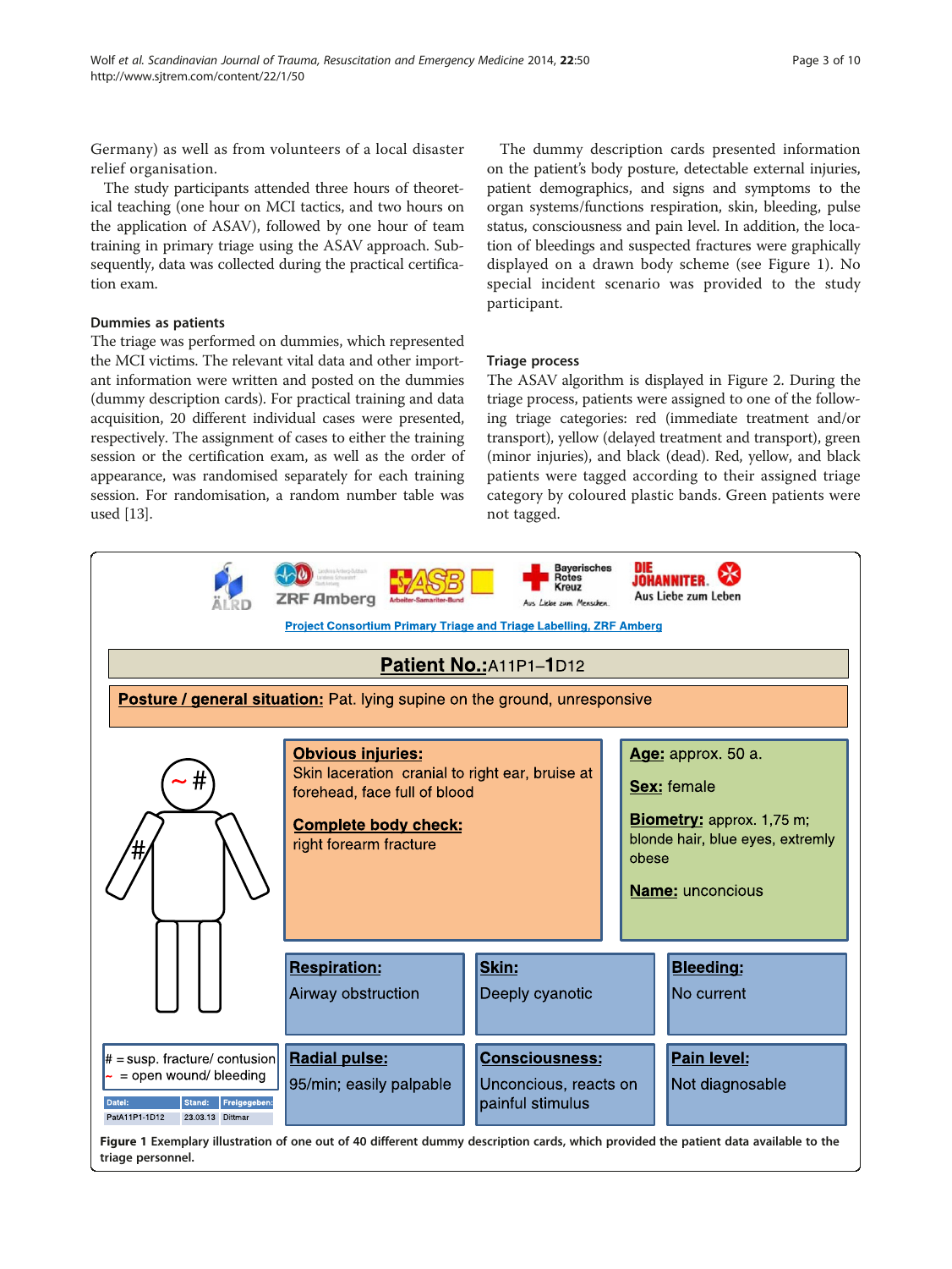Germany) as well as from volunteers of a local disaster relief organisation.

The study participants attended three hours of theoretical teaching (one hour on MCI tactics, and two hours on the application of ASAV), followed by one hour of team training in primary triage using the ASAV approach. Subsequently, data was collected during the practical certification exam.

### Dummies as patients

The triage was performed on dummies, which represented the MCI victims. The relevant vital data and other important information were written and posted on the dummies (dummy description cards). For practical training and data acquisition, 20 different individual cases were presented, respectively. The assignment of cases to either the training session or the certification exam, as well as the order of appearance, was randomised separately for each training session. For randomisation, a random number table was used [13].

The dummy description cards presented information on the patient's body posture, detectable external injuries, patient demographics, and signs and symptoms to the organ systems/functions respiration, skin, bleeding, pulse status, consciousness and pain level. In addition, the location of bleedings and suspected fractures were graphically displayed on a drawn body scheme (see Figure 1). No special incident scenario was provided to the study participant.

### Triage process

The ASAV algorithm is displayed in Figure 2. During the triage process, patients were assigned to one of the following triage categories: red (immediate treatment and/or transport), yellow (delayed treatment and transport), green (minor injuries), and black (dead). Red, yellow, and black patients were tagged according to their assigned triage category by coloured plastic bands. Green patients were not tagged.

Project Consortium Primary Triage and Triage Labelling, ZRF Amberg

**Patient No.:** A11P1–1D12

**Posture / general situation:** Pat. lying supine on the ground, unresponsive

**Obvious injuries:** Skin laceration cranial to right ear, bruise at forehead, face full of blood

**Complete body check:** right forearm fracture

**Age:** approx. 50 a.

**Sex:** female

**Biometry:** approx. 1,75 m; blonde hair, blue eyes, extremly obese

**Name:** unconcious

| Respiration: | Skin: | Bleeding: |
|---|---|---|
| Airway obstruction | Deeply cyanotic | No current |

| Radial pulse: | Consciousness: | Pain level: |
|---|---|---|
| 95/min; easily palpable | Unconcious, reacts on painful stimulus | Not diagnosable |

# = susp. fracture/ contusion
~ = open wound/ bleeding

| Datei: | Stand: | Freigegeben: |
|---|---|---|
| PatA11P1-1D12 | 23.03.13 | Dittmar |

**Figure 1** Exemplary illustration of one out of 40 different dummy description cards, which provided the patient data available to the triage personnel.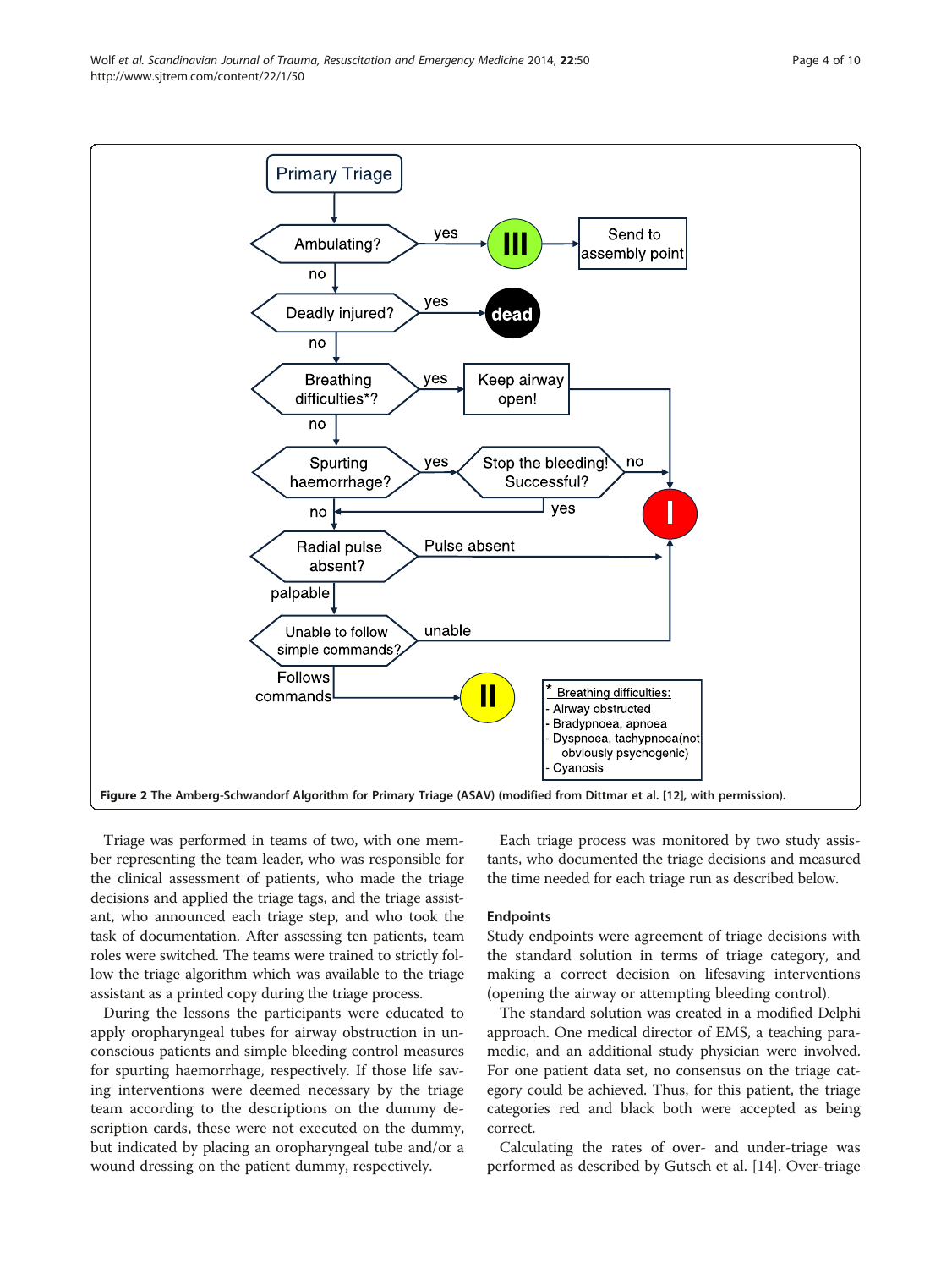**Figure 2 The Amberg-Schwandorf Algorithm for Primary Triage (ASAV) (modified from Dittmar et al. [12], with permission).**

Triage was performed in teams of two, with one member representing the team leader, who was responsible for the clinical assessment of patients, who made the triage decisions and applied the triage tags, and the triage assistant, who announced each triage step, and who took the task of documentation. After assessing ten patients, team roles were switched. The teams were trained to strictly follow the triage algorithm which was available to the triage assistant as a printed copy during the triage process.

During the lessons the participants were educated to apply oropharyngeal tubes for airway obstruction in unconscious patients and simple bleeding control measures for spurting haemorrhage, respectively. If those life saving interventions were deemed necessary by the triage team according to the descriptions on the dummy description cards, these were not executed on the dummy, but indicated by placing an oropharyngeal tube and/or a wound dressing on the patient dummy, respectively.

Each triage process was monitored by two study assistants, who documented the triage decisions and measured the time needed for each triage run as described below.

### Endpoints

Study endpoints were agreement of triage decisions with the standard solution in terms of triage category, and making a correct decision on lifesaving interventions (opening the airway or attempting bleeding control).

The standard solution was created in a modified Delphi approach. One medical director of EMS, a teaching paramedic, and an additional study physician were involved. For one patient data set, no consensus on the triage category could be achieved. Thus, for this patient, the triage categories red and black both were accepted as being correct.

Calculating the rates of over- and under-triage was performed as described by Gutsch et al. [14]. Over-triage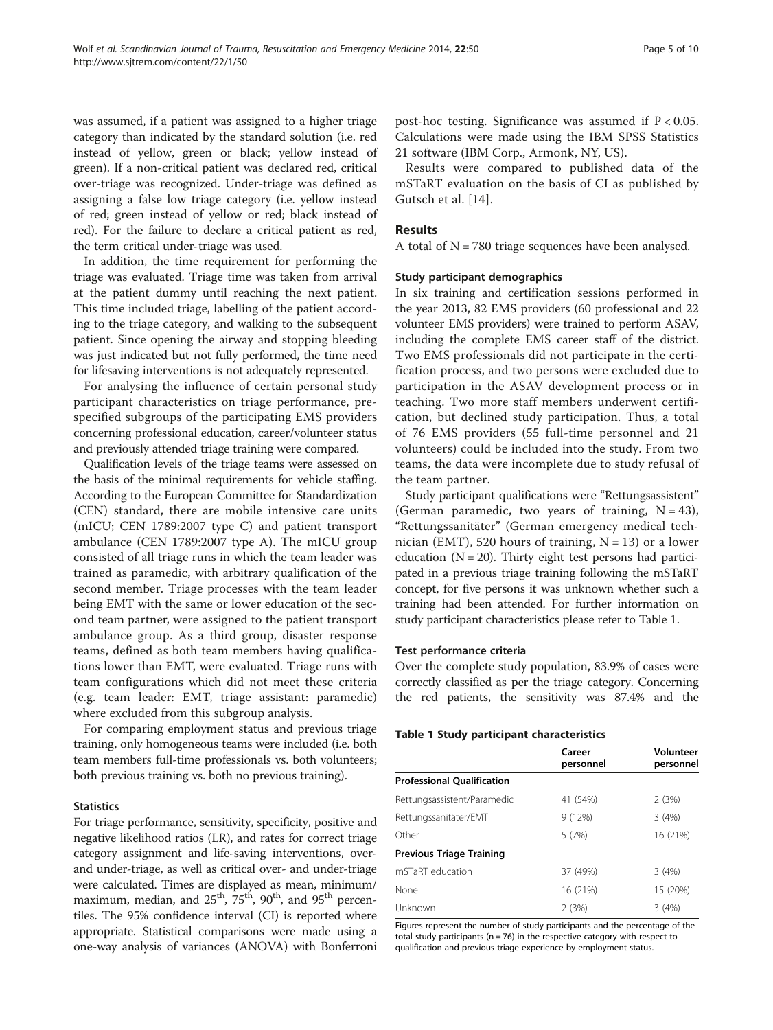was assumed, if a patient was assigned to a higher triage category than indicated by the standard solution (i.e. red instead of yellow, green or black; yellow instead of green). If a non-critical patient was declared red, critical over-triage was recognized. Under-triage was defined as assigning a false low triage category (i.e. yellow instead of red; green instead of yellow or red; black instead of red). For the failure to declare a critical patient as red, the term critical under-triage was used.

In addition, the time requirement for performing the triage was evaluated. Triage time was taken from arrival at the patient dummy until reaching the next patient. This time included triage, labelling of the patient according to the triage category, and walking to the subsequent patient. Since opening the airway and stopping bleeding was just indicated but not fully performed, the time need for lifesaving interventions is not adequately represented.

For analysing the influence of certain personal study participant characteristics on triage performance, prespecified subgroups of the participating EMS providers concerning professional education, career/volunteer status and previously attended triage training were compared.

Qualification levels of the triage teams were assessed on the basis of the minimal requirements for vehicle staffing. According to the European Committee for Standardization (CEN) standard, there are mobile intensive care units (mICU; CEN 1789:2007 type C) and patient transport ambulance (CEN 1789:2007 type A). The mICU group consisted of all triage runs in which the team leader was trained as paramedic, with arbitrary qualification of the second member. Triage processes with the team leader being EMT with the same or lower education of the second team partner, were assigned to the patient transport ambulance group. As a third group, disaster response teams, defined as both team members having qualifications lower than EMT, were evaluated. Triage runs with team configurations which did not meet these criteria (e.g. team leader: EMT, triage assistant: paramedic) where excluded from this subgroup analysis.

For comparing employment status and previous triage training, only homogeneous teams were included (i.e. both team members full-time professionals vs. both volunteers; both previous training vs. both no previous training).

### Statistics

For triage performance, sensitivity, specificity, positive and negative likelihood ratios (LR), and rates for correct triage category assignment and life-saving interventions, over- and under-triage, as well as critical over- and under-triage were calculated. Times are displayed as mean, minimum/maximum, median, and 25th, 75th, 90th, and 95th percentiles. The 95% confidence interval (CI) is reported where appropriate. Statistical comparisons were made using a one-way analysis of variances (ANOVA) with Bonferroni post-hoc testing. Significance was assumed if $P < 0.05$. Calculations were made using the IBM SPSS Statistics 21 software (IBM Corp., Armonk, NY, US).

Results were compared to published data of the mSTaRT evaluation on the basis of CI as published by Gutsch et al. [14].

## Results

A total of N = 780 triage sequences have been analysed.

### Study participant demographics

In six training and certification sessions performed in the year 2013, 82 EMS providers (60 professional and 22 volunteer EMS providers) were trained to perform ASAV, including the complete EMS career staff of the district. Two EMS professionals did not participate in the certification process, and two persons were excluded due to participation in the ASAV development process or in teaching. Two more staff members underwent certification, but declined study participation. Thus, a total of 76 EMS providers (55 full-time personnel and 21 volunteers) could be included into the study. From two teams, the data were incomplete due to study refusal of the team partner.

Study participant qualifications were "Rettungsassistent" (German paramedic, two years of training, N = 43), "Rettungssanitäter" (German emergency medical technician (EMT), 520 hours of training, N = 13) or a lower education (N = 20). Thirty eight test persons had participated in a previous triage training following the mSTaRT concept, for five persons it was unknown whether such a training had been attended. For further information on study participant characteristics please refer to Table 1.

### Test performance criteria

Over the complete study population, 83.9% of cases were correctly classified as per the triage category. Concerning the red patients, the sensitivity was 87.4% and the

**Table 1 Study participant characteristics**

| | Career personnel | Volunteer personnel |
|---|---|---|
| **Professional Qualification** | | |
| Rettungsassistent/Paramedic | 41 (54%) | 2 (3%) |
| Rettungssanitäter/EMT | 9 (12%) | 3 (4%) |
| Other | 5 (7%) | 16 (21%) |
| **Previous Triage Training** | | |
| mSTaRT education | 37 (49%) | 3 (4%) |
| None | 16 (21%) | 15 (20%) |
| Unknown | 2 (3%) | 3 (4%) |

Figures represent the number of study participants and the percentage of the total study participants (n = 76) in the respective category with respect to qualification and previous triage experience by employment status.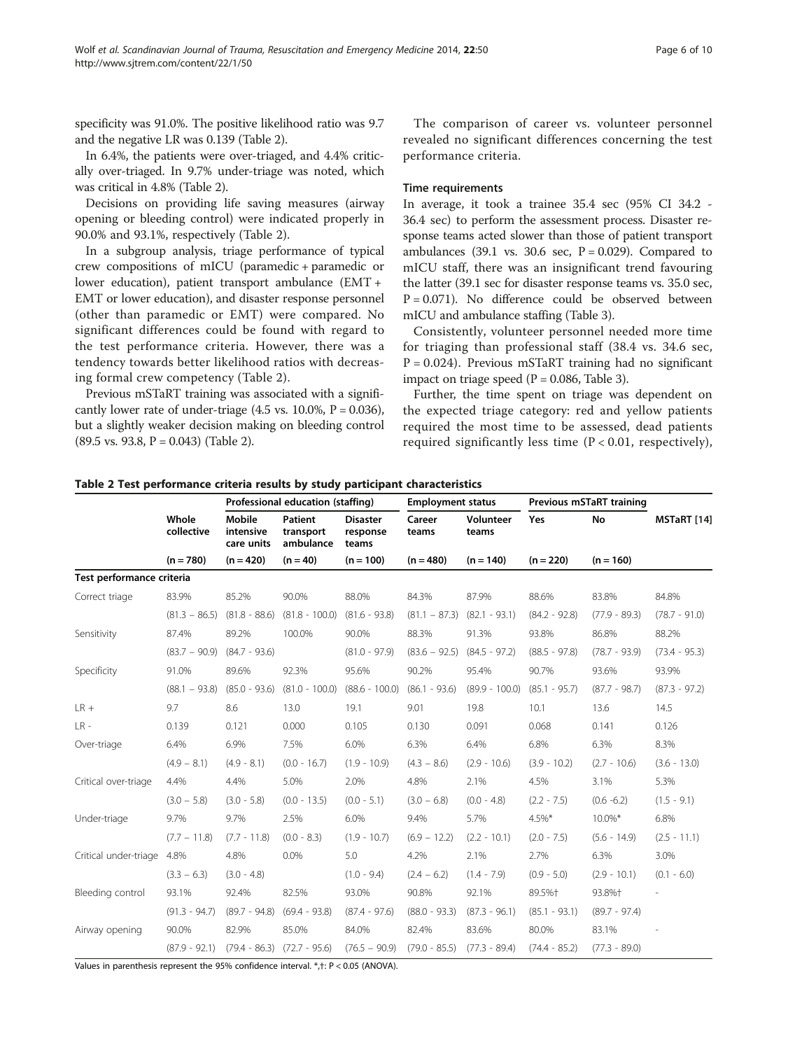specificity was 91.0%. The positive likelihood ratio was 9.7 and the negative LR was 0.139 (Table 2).

In 6.4%, the patients were over-triaged, and 4.4% critically over-triaged. In 9.7% under-triage was noted, which was critical in 4.8% (Table 2).

Decisions on providing life saving measures (airway opening or bleeding control) were indicated properly in 90.0% and 93.1%, respectively (Table 2).

In a subgroup analysis, triage performance of typical crew compositions of mICU (paramedic + paramedic or lower education), patient transport ambulance (EMT + EMT or lower education), and disaster response personnel (other than paramedic or EMT) were compared. No significant differences could be found with regard to the test performance criteria. However, there was a tendency towards better likelihood ratios with decreasing formal crew competency (Table 2).

Previous mSTaRT training was associated with a significantly lower rate of under-triage (4.5 vs. 10.0%, P = 0.036), but a slightly weaker decision making on bleeding control (89.5 vs. 93.8, P = 0.043) (Table 2).

The comparison of career vs. volunteer personnel revealed no significant differences concerning the test performance criteria.

### Time requirements

In average, it took a trainee 35.4 sec (95% CI 34.2 - 36.4 sec) to perform the assessment process. Disaster response teams acted slower than those of patient transport ambulances (39.1 vs. 30.6 sec, P = 0.029). Compared to mICU staff, there was an insignificant trend favouring the latter (39.1 sec for disaster response teams vs. 35.0 sec, P = 0.071). No difference could be observed between mICU and ambulance staffing (Table 3).

Consistently, volunteer personnel needed more time for triaging than professional staff (38.4 vs. 34.6 sec, P = 0.024). Previous mSTaRT training had no significant impact on triage speed (P = 0.086, Table 3).

Further, the time spent on triage was dependent on the expected triage category: red and yellow patients required the most time to be assessed, dead patients required significantly less time (P < 0.01, respectively),

**Table 2 Test performance criteria results by study participant characteristics**

| | Whole collective | Professional education (staffing) | | | Employment status | | Previous mSTaRT training | | MSTaRT [14] |
|---|---|---|---|---|---|---|---|---|---|
| | | Mobile intensive care units | Patient transport ambulance | Disaster response teams | Career teams | Volunteer teams | Yes | No | |
| | (n = 780) | (n = 420) | (n = 40) | (n = 100) | (n = 480) | (n = 140) | (n = 220) | (n = 160) | |
| **Test performance criteria** | | | | | | | | | |
| Correct triage | 83.9% | 85.2% | 90.0% | 88.0% | 84.3% | 87.9% | 88.6% | 83.8% | 84.8% |
| | (81.3 – 86.5) | (81.8 - 88.6) | (81.8 - 100.0) | (81.6 - 93.8) | (81.1 – 87.3) | (82.1 - 93.1) | (84.2 - 92.8) | (77.9 - 89.3) | (78.7 - 91.0) |
| Sensitivity | 87.4% | 89.2% | 100.0% | 90.0% | 88.3% | 91.3% | 93.8% | 86.8% | 88.2% |
| | (83.7 – 90.9) | (84.7 - 93.6) | | (81.0 - 97.9) | (83.6 – 92.5) | (84.5 - 97.2) | (88.5 - 97.8) | (78.7 - 93.9) | (73.4 - 95.3) |
| Specificity | 91.0% | 89.6% | 92.3% | 95.6% | 90.2% | 95.4% | 90.7% | 93.6% | 93.9% |
| | (88.1 – 93.8) | (85.0 - 93.6) | (81.0 - 100.0) | (88.6 - 100.0) | (86.1 - 93.6) | (89.9 - 100.0) | (85.1 - 95.7) | (87.7 - 98.7) | (87.3 - 97.2) |
| LR + | 9.7 | 8.6 | 13.0 | 19.1 | 9.01 | 19.8 | 10.1 | 13.6 | 14.5 |
| LR - | 0.139 | 0.121 | 0.000 | 0.105 | 0.130 | 0.091 | 0.068 | 0.141 | 0.126 |
| Over-triage | 6.4% | 6.9% | 7.5% | 6.0% | 6.3% | 6.4% | 6.8% | 6.3% | 8.3% |
| | (4.9 – 8.1) | (4.9 - 8.1) | (0.0 - 16.7) | (1.9 - 10.9) | (4.3 – 8.6) | (2.9 - 10.6) | (3.9 - 10.2) | (2.7 - 10.6) | (3.6 - 13.0) |
| Critical over-triage | 4.4% | 4.4% | 5.0% | 2.0% | 4.8% | 2.1% | 4.5% | 3.1% | 5.3% |
| | (3.0 – 5.8) | (3.0 - 5.8) | (0.0 - 13.5) | (0.0 - 5.1) | (3.0 – 6.8) | (0.0 - 4.8) | (2.2 - 7.5) | (0.6 -6.2) | (1.5 - 9.1) |
| Under-triage | 9.7% | 9.7% | 2.5% | 6.0% | 9.4% | 5.7% | 4.5%* | 10.0%* | 6.8% |
| | (7.7 – 11.8) | (7.7 - 11.8) | (0.0 - 8.3) | (1.9 - 10.7) | (6.9 – 12.2) | (2.2 - 10.1) | (2.0 - 7.5) | (5.6 - 14.9) | (2.5 - 11.1) |
| Critical under-triage | 4.8% | 4.8% | 0.0% | 5.0 | 4.2% | 2.1% | 2.7% | 6.3% | 3.0% |
| | (3.3 – 6.3) | (3.0 - 4.8) | | (1.0 - 9.4) | (2.4 – 6.2) | (1.4 - 7.9) | (0.9 - 5.0) | (2.9 - 10.1) | (0.1 - 6.0) |
| Bleeding control | 93.1% | 92.4% | 82.5% | 93.0% | 90.8% | 92.1% | 89.5%† | 93.8%† | - |
| | (91.3 - 94.7) | (89.7 - 94.8) | (69.4 - 93.8) | (87.4 - 97.6) | (88.0 - 93.3) | (87.3 - 96.1) | (85.1 - 93.1) | (89.7 - 97.4) | |
| Airway opening | 90.0% | 82.9% | 85.0% | 84.0% | 82.4% | 83.6% | 80.0% | 83.1% | - |
| | (87.9 - 92.1) | (79.4 - 86.3) | (72.7 - 95.6) | (76.5 – 90.9) | (79.0 - 85.5) | (77.3 - 89.4) | (74.4 - 85.2) | (77.3 - 89.0) | |

Values in parenthesis represent the 95% confidence interval. *,†: P < 0.05 (ANOVA).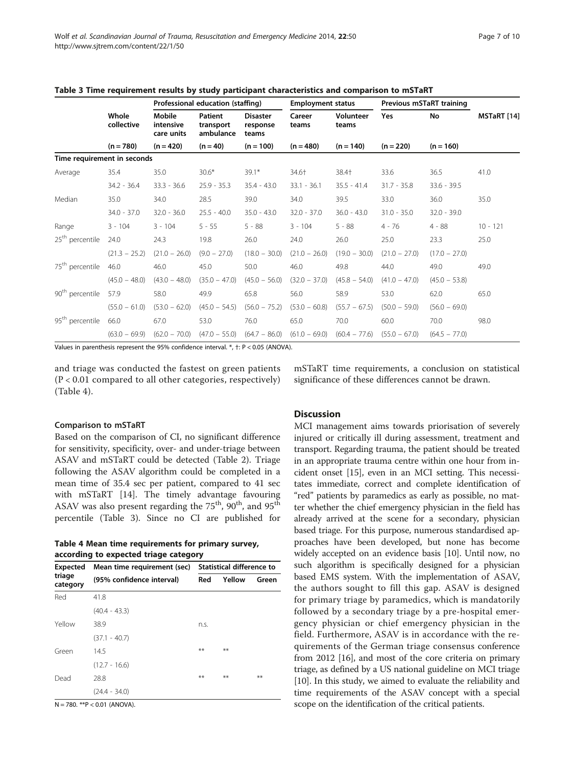**Table 3 Time requirement results by study participant characteristics and comparison to mSTaRT**

| | Whole collective | Professional education (staffing) | | | Employment status | | Previous mSTaRT training | | MSTaRT [14] |
|---|---|---|---|---|---|---|---|---|---|
| | | Mobile intensive care units | Patient transport ambulance | Disaster response teams | Career teams | Volunteer teams | Yes | No | |
| | (n = 780) | (n = 420) | (n = 40) | (n = 100) | (n = 480) | (n = 140) | (n = 220) | (n = 160) | |
| **Time requirement in seconds** | | | | | | | | | |
| Average | 35.4 | 35.0 | 30.6* | 39.1* | 34.6† | 38.4† | 33.6 | 36.5 | 41.0 |
| | 34.2 - 36.4 | 33.3 - 36.6 | 25.9 - 35.3 | 35.4 - 43.0 | 33.1 - 36.1 | 35.5 - 41.4 | 31.7 - 35.8 | 33.6 - 39.5 | |
| Median | 35.0 | 34.0 | 28.5 | 39.0 | 34.0 | 39.5 | 33.0 | 36.0 | 35.0 |
| | 34.0 - 37.0 | 32.0 - 36.0 | 25.5 - 40.0 | 35.0 - 43.0 | 32.0 - 37.0 | 36.0 - 43.0 | 31.0 - 35.0 | 32.0 - 39.0 | |
| Range | 3 - 104 | 3 - 104 | 5 - 55 | 5 - 88 | 3 - 104 | 5 - 88 | 4 - 76 | 4 - 88 | 10 - 121 |
| 25th percentile | 24.0 | 24.3 | 19.8 | 26.0 | 24.0 | 26.0 | 25.0 | 23.3 | 25.0 |
| | (21.3 – 25.2) | (21.0 – 26.0) | (9.0 – 27.0) | (18.0 – 30.0) | (21.0 – 26.0) | (19.0 – 30.0) | (21.0 – 27.0) | (17.0 – 27.0) | |
| 75th percentile | 46.0 | 46.0 | 45.0 | 50.0 | 46.0 | 49.8 | 44.0 | 49.0 | 49.0 |
| | (45.0 – 48.0) | (43.0 – 48.0) | (35.0 – 47.0) | (45.0 – 56.0) | (32.0 – 37.0) | (45.8 – 54.0) | (41.0 – 47.0) | (45.0 – 53.8) | |
| 90th percentile | 57.9 | 58.0 | 49.9 | 65.8 | 56.0 | 58.9 | 53.0 | 62.0 | 65.0 |
| | (55.0 – 61.0) | (53.0 – 62.0) | (45.0 – 54.5) | (56.0 – 75.2) | (53.0 – 60.8) | (55.7 – 67.5) | (50.0 – 59.0) | (56.0 – 69.0) | |
| 95th percentile | 66.0 | 67.0 | 53.0 | 76.0 | 65.0 | 70.0 | 60.0 | 70.0 | 98.0 |
| | (63.0 – 69.9) | (62.0 – 70.0) | (47.0 – 55.0) | (64.7 – 86.0) | (61.0 – 69.0) | (60.4 – 77.6) | (55.0 – 67.0) | (64.5 – 77.0) | |

Values in parenthesis represent the 95% confidence interval. *, †: $P < 0.05$ (ANOVA).

and triage was conducted the fastest on green patients ($P < 0.01$ compared to all other categories, respectively) (Table 4).

### Comparison to mSTaRT

Based on the comparison of CI, no significant difference for sensitivity, specificity, over- and under-triage between ASAV and mSTaRT could be detected (Table 2). Triage following the ASAV algorithm could be completed in a mean time of 35.4 sec per patient, compared to 41 sec with mSTaRT [14]. The timely advantage favouring ASAV was also present regarding the 75th, 90th, and 95th percentile (Table 3). Since no CI are published for mSTaRT time requirements, a conclusion on statistical significance of these differences cannot be drawn.

**Table 4 Mean time requirements for primary survey, according to expected triage category**

| Expected triage category | Mean time requirement (sec) (95% confidence interval) | Statistical difference to Red | Yellow | Green |
|---|---|---|---|---|
| Red | 41.8 (40.4 - 43.3) | | | |
| Yellow | 38.9 (37.1 - 40.7) | n.s. | | |
| Green | 14.5 (12.7 - 16.6) | ** | ** | |
| Dead | 28.8 (24.4 - 34.0) | ** | ** | ** |

N = 780. **$P < 0.01$ (ANOVA).

## Discussion

MCI management aims towards priorisation of severely injured or critically ill during assessment, treatment and transport. Regarding trauma, the patient should be treated in an appropriate trauma centre within one hour from incident onset [15], even in an MCI setting. This necessitates immediate, correct and complete identification of "red" patients by paramedics as early as possible, no matter whether the chief emergency physician in the field has already arrived at the scene for a secondary, physician based triage. For this purpose, numerous standardised approaches have been developed, but none has become widely accepted on an evidence basis [10]. Until now, no such algorithm is specifically designed for a physician based EMS system. With the implementation of ASAV, the authors sought to fill this gap. ASAV is designed for primary triage by paramedics, which is mandatorily followed by a secondary triage by a pre-hospital emergency physician or chief emergency physician in the field. Furthermore, ASAV is in accordance with the requirements of the German triage consensus conference from 2012 [16], and most of the core criteria on primary triage, as defined by a US national guideline on MCI triage [10]. In this study, we aimed to evaluate the reliability and time requirements of the ASAV concept with a special scope on the identification of the critical patients.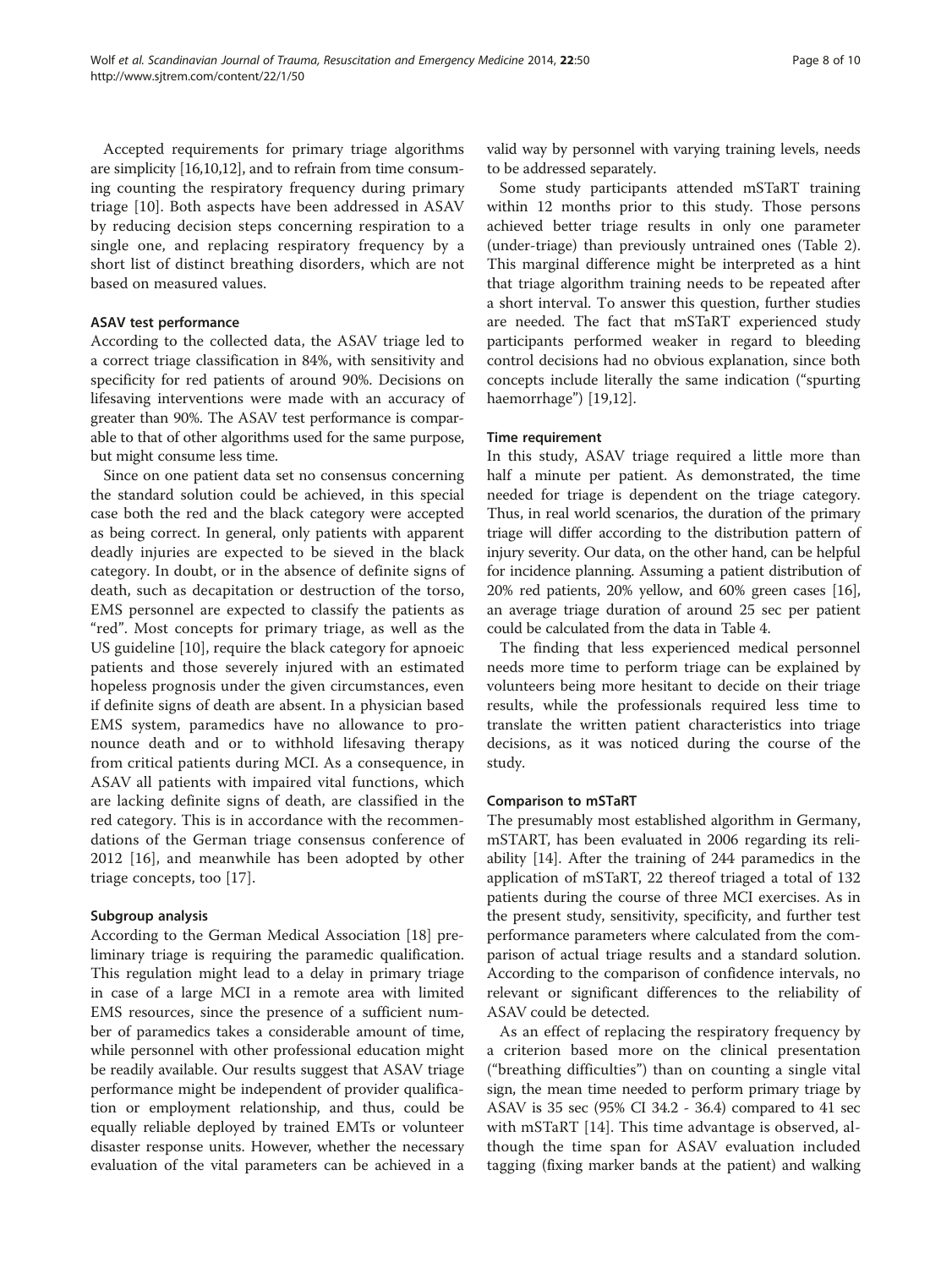Accepted requirements for primary triage algorithms are simplicity [16,10,12], and to refrain from time consuming counting the respiratory frequency during primary triage [10]. Both aspects have been addressed in ASAV by reducing decision steps concerning respiration to a single one, and replacing respiratory frequency by a short list of distinct breathing disorders, which are not based on measured values.

### ASAV test performance

According to the collected data, the ASAV triage led to a correct triage classification in 84%, with sensitivity and specificity for red patients of around 90%. Decisions on lifesaving interventions were made with an accuracy of greater than 90%. The ASAV test performance is comparable to that of other algorithms used for the same purpose, but might consume less time.

Since on one patient data set no consensus concerning the standard solution could be achieved, in this special case both the red and the black category were accepted as being correct. In general, only patients with apparent deadly injuries are expected to be sieved in the black category. In doubt, or in the absence of definite signs of death, such as decapitation or destruction of the torso, EMS personnel are expected to classify the patients as "red". Most concepts for primary triage, as well as the US guideline [10], require the black category for apnoeic patients and those severely injured with an estimated hopeless prognosis under the given circumstances, even if definite signs of death are absent. In a physician based EMS system, paramedics have no allowance to pronounce death and or to withhold lifesaving therapy from critical patients during MCI. As a consequence, in ASAV all patients with impaired vital functions, which are lacking definite signs of death, are classified in the red category. This is in accordance with the recommendations of the German triage consensus conference of 2012 [16], and meanwhile has been adopted by other triage concepts, too [17].

### Subgroup analysis

According to the German Medical Association [18] preliminary triage is requiring the paramedic qualification. This regulation might lead to a delay in primary triage in case of a large MCI in a remote area with limited EMS resources, since the presence of a sufficient number of paramedics takes a considerable amount of time, while personnel with other professional education might be readily available. Our results suggest that ASAV triage performance might be independent of provider qualification or employment relationship, and thus, could be equally reliable deployed by trained EMTs or volunteer disaster response units. However, whether the necessary evaluation of the vital parameters can be achieved in a valid way by personnel with varying training levels, needs to be addressed separately.

Some study participants attended mSTaRT training within 12 months prior to this study. Those persons achieved better triage results in only one parameter (under-triage) than previously untrained ones (Table 2). This marginal difference might be interpreted as a hint that triage algorithm training needs to be repeated after a short interval. To answer this question, further studies are needed. The fact that mSTaRT experienced study participants performed weaker in regard to bleeding control decisions had no obvious explanation, since both concepts include literally the same indication ("spurting haemorrhage") [19,12].

### Time requirement

In this study, ASAV triage required a little more than half a minute per patient. As demonstrated, the time needed for triage is dependent on the triage category. Thus, in real world scenarios, the duration of the primary triage will differ according to the distribution pattern of injury severity. Our data, on the other hand, can be helpful for incidence planning. Assuming a patient distribution of 20% red patients, 20% yellow, and 60% green cases [16], an average triage duration of around 25 sec per patient could be calculated from the data in Table 4.

The finding that less experienced medical personnel needs more time to perform triage can be explained by volunteers being more hesitant to decide on their triage results, while the professionals required less time to translate the written patient characteristics into triage decisions, as it was noticed during the course of the study.

### Comparison to mSTaRT

The presumably most established algorithm in Germany, mSTART, has been evaluated in 2006 regarding its reliability [14]. After the training of 244 paramedics in the application of mSTaRT, 22 thereof triaged a total of 132 patients during the course of three MCI exercises. As in the present study, sensitivity, specificity, and further test performance parameters where calculated from the comparison of actual triage results and a standard solution. According to the comparison of confidence intervals, no relevant or significant differences to the reliability of ASAV could be detected.

As an effect of replacing the respiratory frequency by a criterion based more on the clinical presentation ("breathing difficulties") than on counting a single vital sign, the mean time needed to perform primary triage by ASAV is 35 sec (95% CI 34.2 - 36.4) compared to 41 sec with mSTaRT [14]. This time advantage is observed, although the time span for ASAV evaluation included tagging (fixing marker bands at the patient) and walking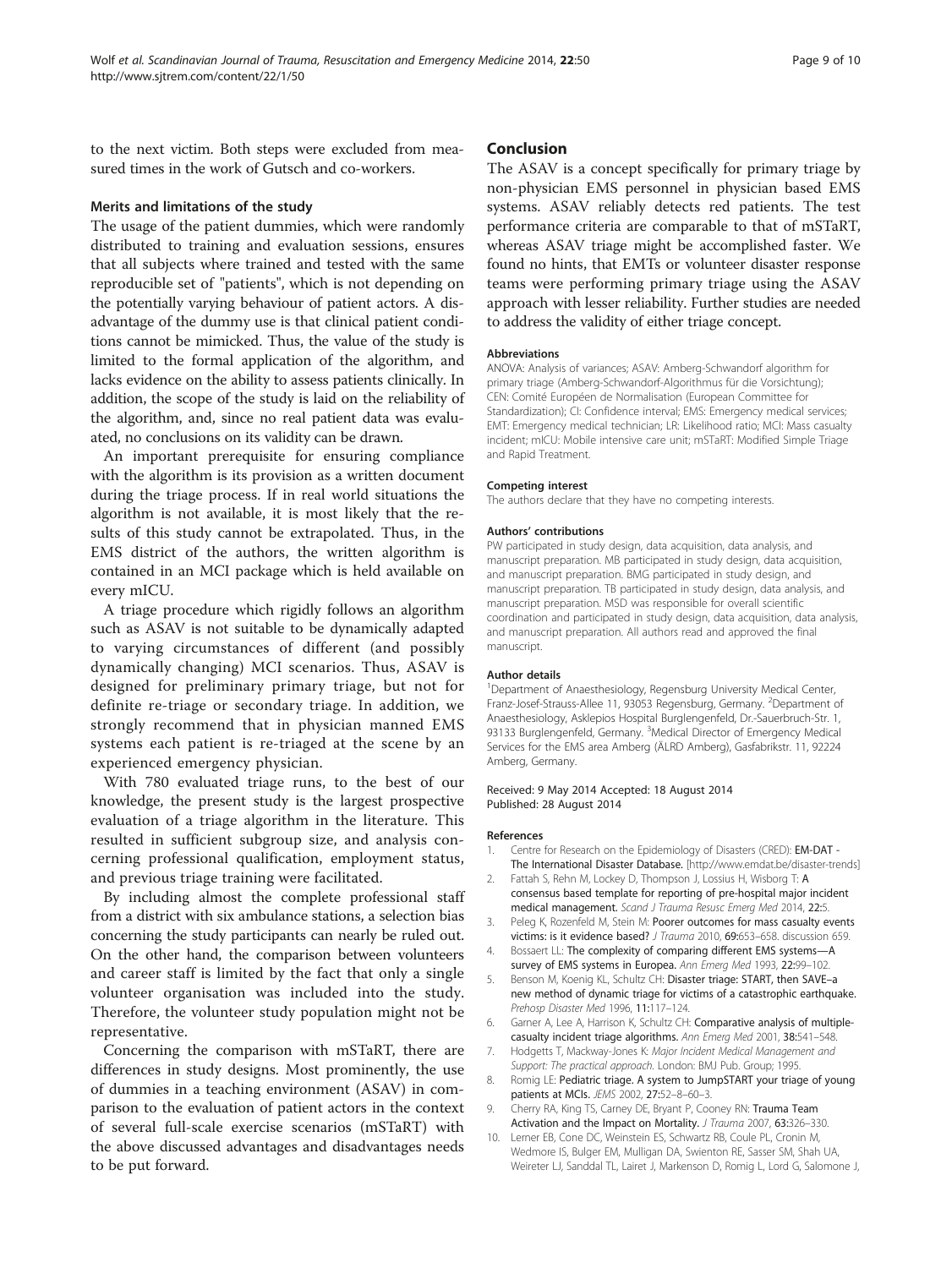to the next victim. Both steps were excluded from measured times in the work of Gutsch and co-workers.

### Merits and limitations of the study

The usage of the patient dummies, which were randomly distributed to training and evaluation sessions, ensures that all subjects where trained and tested with the same reproducible set of "patients", which is not depending on the potentially varying behaviour of patient actors. A disadvantage of the dummy use is that clinical patient conditions cannot be mimicked. Thus, the value of the study is limited to the formal application of the algorithm, and lacks evidence on the ability to assess patients clinically. In addition, the scope of the study is laid on the reliability of the algorithm, and, since no real patient data was evaluated, no conclusions on its validity can be drawn.

An important prerequisite for ensuring compliance with the algorithm is its provision as a written document during the triage process. If in real world situations the algorithm is not available, it is most likely that the results of this study cannot be extrapolated. Thus, in the EMS district of the authors, the written algorithm is contained in an MCI package which is held available on every mICU.

A triage procedure which rigidly follows an algorithm such as ASAV is not suitable to be dynamically adapted to varying circumstances of different (and possibly dynamically changing) MCI scenarios. Thus, ASAV is designed for preliminary primary triage, but not for definite re-triage or secondary triage. In addition, we strongly recommend that in physician manned EMS systems each patient is re-triaged at the scene by an experienced emergency physician.

With 780 evaluated triage runs, to the best of our knowledge, the present study is the largest prospective evaluation of a triage algorithm in the literature. This resulted in sufficient subgroup size, and analysis concerning professional qualification, employment status, and previous triage training were facilitated.

By including almost the complete professional staff from a district with six ambulance stations, a selection bias concerning the study participants can nearly be ruled out. On the other hand, the comparison between volunteers and career staff is limited by the fact that only a single volunteer organisation was included into the study. Therefore, the volunteer study population might not be representative.

Concerning the comparison with mSTaRT, there are differences in study designs. Most prominently, the use of dummies in a teaching environment (ASAV) in comparison to the evaluation of patient actors in the context of several full-scale exercise scenarios (mSTaRT) with the above discussed advantages and disadvantages needs to be put forward.

## Conclusion

The ASAV is a concept specifically for primary triage by non-physician EMS personnel in physician based EMS systems. ASAV reliably detects red patients. The test performance criteria are comparable to that of mSTaRT, whereas ASAV triage might be accomplished faster. We found no hints, that EMTs or volunteer disaster response teams were performing primary triage using the ASAV approach with lesser reliability. Further studies are needed to address the validity of either triage concept.

#### Abbreviations

ANOVA: Analysis of variances; ASAV: Amberg-Schwandorf algorithm for primary triage (Amberg-Schwandorf-Algorithmus für die Vorsichtung); CEN: Comité Européen de Normalisation (European Committee for Standardization); CI: Confidence interval; EMS: Emergency medical services; EMT: Emergency medical technician; LR: Likelihood ratio; MCI: Mass casualty incident; mICU: Mobile intensive care unit; mSTaRT: Modified Simple Triage and Rapid Treatment.

#### Competing interest

The authors declare that they have no competing interests.

#### Authors' contributions

PW participated in study design, data acquisition, data analysis, and manuscript preparation. MB participated in study design, data acquisition, and manuscript preparation. BMG participated in study design, and manuscript preparation. TB participated in study design, data analysis, and manuscript preparation. MSD was responsible for overall scientific coordination and participated in study design, data acquisition, data analysis, and manuscript preparation. All authors read and approved the final manuscript.

#### Author details

[1]Department of Anaesthesiology, Regensburg University Medical Center, Franz-Josef-Strauss-Allee 11, 93053 Regensburg, Germany. [2]Department of Anaesthesiology, Asklepios Hospital Burglengenfeld, Dr.-Sauerbruch-Str. 1, 93133 Burglengenfeld, Germany. [3]Medical Director of Emergency Medical Services for the EMS area Amberg (ÄLRD Amberg), Gasfabrikstr. 11, 92224 Amberg, Germany.

Received: 9 May 2014 Accepted: 18 August 2014
Published: 28 August 2014

#### References

1. Centre for Research on the Epidemiology of Disasters (CRED): **EM-DAT - The International Disaster Database.** [http://www.emdat.be/disaster-trends]
2. Fattah S, Rehn M, Lockey D, Thompson J, Lossius H, Wisborg T: **A consensus based template for reporting of pre-hospital major incident medical management.** *Scand J Trauma Resusc Emerg Med* 2014, **22:**5.
3. Peleg K, Rozenfeld M, Stein M: **Poorer outcomes for mass casualty events victims: is it evidence based?** *J Trauma* 2010, **69:**653–658. discussion 659.
4. Bossaert LL: **The complexity of comparing different EMS systems—A survey of EMS systems in Europea.** *Ann Emerg Med* 1993, **22:**99–102.
5. Benson M, Koenig KL, Schultz CH: **Disaster triage: START, then SAVE–a new method of dynamic triage for victims of a catastrophic earthquake.** *Prehosp Disaster Med* 1996, **11:**117–124.
6. Garner A, Lee A, Harrison K, Schultz CH: **Comparative analysis of multiple-casualty incident triage algorithms.** *Ann Emerg Med* 2001, **38:**541–548.
7. Hodgetts T, Mackway-Jones K: *Major Incident Medical Management and Support: The practical approach.* London: BMJ Pub. Group; 1995.
8. Romig LE: **Pediatric triage. A system to JumpSTART your triage of young patients at MCIs.** *JEMS* 2002, **27:**52–8–60–3.
9. Cherry RA, King TS, Carney DE, Bryant P, Cooney RN: **Trauma Team Activation and the Impact on Mortality.** *J Trauma* 2007, **63:**326–330.
10. Lerner EB, Cone DC, Weinstein ES, Schwartz RB, Coule PL, Cronin M, Wedmore IS, Bulger EM, Mulligan DA, Swienton RE, Sasser SM, Shah UA, Weireter LJ, Sanddal TL, Lairet J, Markenson D, Romig L, Lord G, Salomone J,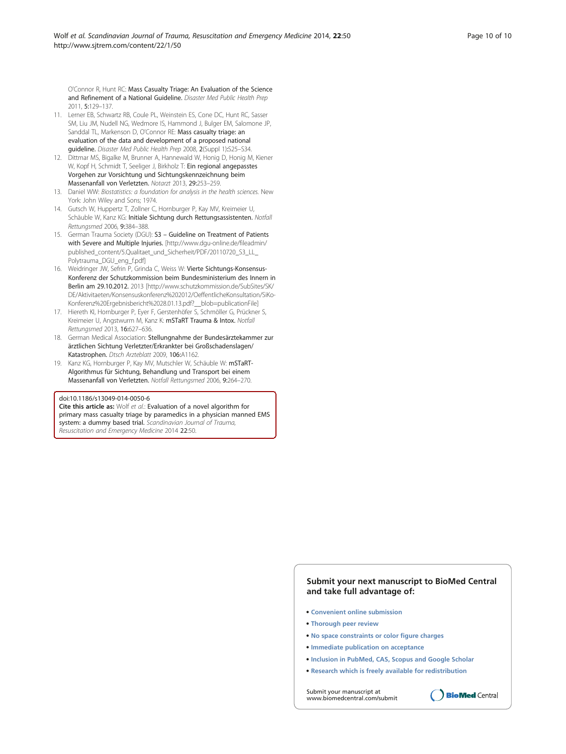O'Connor R, Hunt RC: **Mass Casualty Triage: An Evaluation of the Science and Refinement of a National Guideline.** *Disaster Med Public Health Prep* 2011, **5:**129–137.

11. Lerner EB, Schwartz RB, Coule PL, Weinstein ES, Cone DC, Hunt RC, Sasser SM, Liu JM, Nudell NG, Wedmore IS, Hammond J, Bulger EM, Salomone JP, Sanddal TL, Markenson D, O'Connor RE: **Mass casualty triage: an evaluation of the data and development of a proposed national guideline.** *Disaster Med Public Health Prep* 2008, **2**(Suppl 1)**:**S25–S34.
12. Dittmar MS, Bigalke M, Brunner A, Hannewald W, Honig D, Honig M, Kiener W, Kopf H, Schmidt T, Seeliger J, Birkholz T: **Ein regional angepasstes Vorgehen zur Vorsichtung und Sichtungskennzeichnung beim Massenanfall von Verletzten.** *Notarzt* 2013, **29:**253–259.
13. Daniel WW: *Biostatistics: a foundation for analysis in the health sciences.* New York: John Wiley and Sons; 1974.
14. Gutsch W, Huppertz T, Zollner C, Hornburger P, Kay MV, Kreimeier U, Schäuble W, Kanz KG: **Initiale Sichtung durch Rettungsassistenten.** *Notfall Rettungsmed* 2006, **9:**384–388.
15. German Trauma Society (DGU): **S3 – Guideline on Treatment of Patients with Severe and Multiple Injuries.** [http://www.dgu-online.de/fileadmin/published_content/5.Qualitaet_und_Sicherheit/PDF/20110720_S3_LL_Polytrauma_DGU_eng_f.pdf]
16. Weidringer JW, Sefrin P, Grinda C, Weiss W: **Vierte Sichtungs-Konsensus-Konferenz der Schutzkommission beim Bundesministerium des Innern in Berlin am 29.10.2012.** 2013 [http://www.schutzkommission.de/SubSites/SK/DE/Aktivitaeten/Konsensuskonferenz%202012/OeffentlicheKonsultation/SiKo-Konferenz%20Ergebnisbericht%2028.01.13.pdf?__blob=publicationFile]
17. Hiereth KI, Hornburger P, Eyer F, Gerstenhöfer S, Schmöller G, Prückner S, Kreimeier U, Angstwurm M, Kanz K: **mSTaRT Trauma & Intox.** *Notfall Rettungsmed* 2013, **16:**627–636.
18. German Medical Association: **Stellungnahme der Bundesärztekammer zur ärztlichen Sichtung Verletzter/Erkrankter bei Großschadenslagen/Katastrophen.** *Dtsch Arzteblatt* 2009, **106:**A1162.
19. Kanz KG, Hornburger P, Kay MV, Mutschler W, Schäuble W: **mSTaRT-Algorithmus für Sichtung, Behandlung und Transport bei einem Massenanfall von Verletzten.** *Notfall Rettungsmed* 2006, **9:**264–270.

doi:10.1186/s13049-014-0050-6
**Cite this article as:** Wolf *et al.*: Evaluation of a novel algorithm for primary mass casualty triage by paramedics in a physician manned EMS system: a dummy based trial. *Scandinavian Journal of Trauma, Resuscitation and Emergency Medicine* 2014 **22**:50.

**Submit your next manuscript to BioMed Central and take full advantage of:**

- **Convenient online submission**
- **Thorough peer review**
- **No space constraints or color figure charges**
- **Immediate publication on acceptance**
- **Inclusion in PubMed, CAS, Scopus and Google Scholar**
- **Research which is freely available for redistribution**

Submit your manuscript at
www.biomedcentral.com/submit

BioMed Central